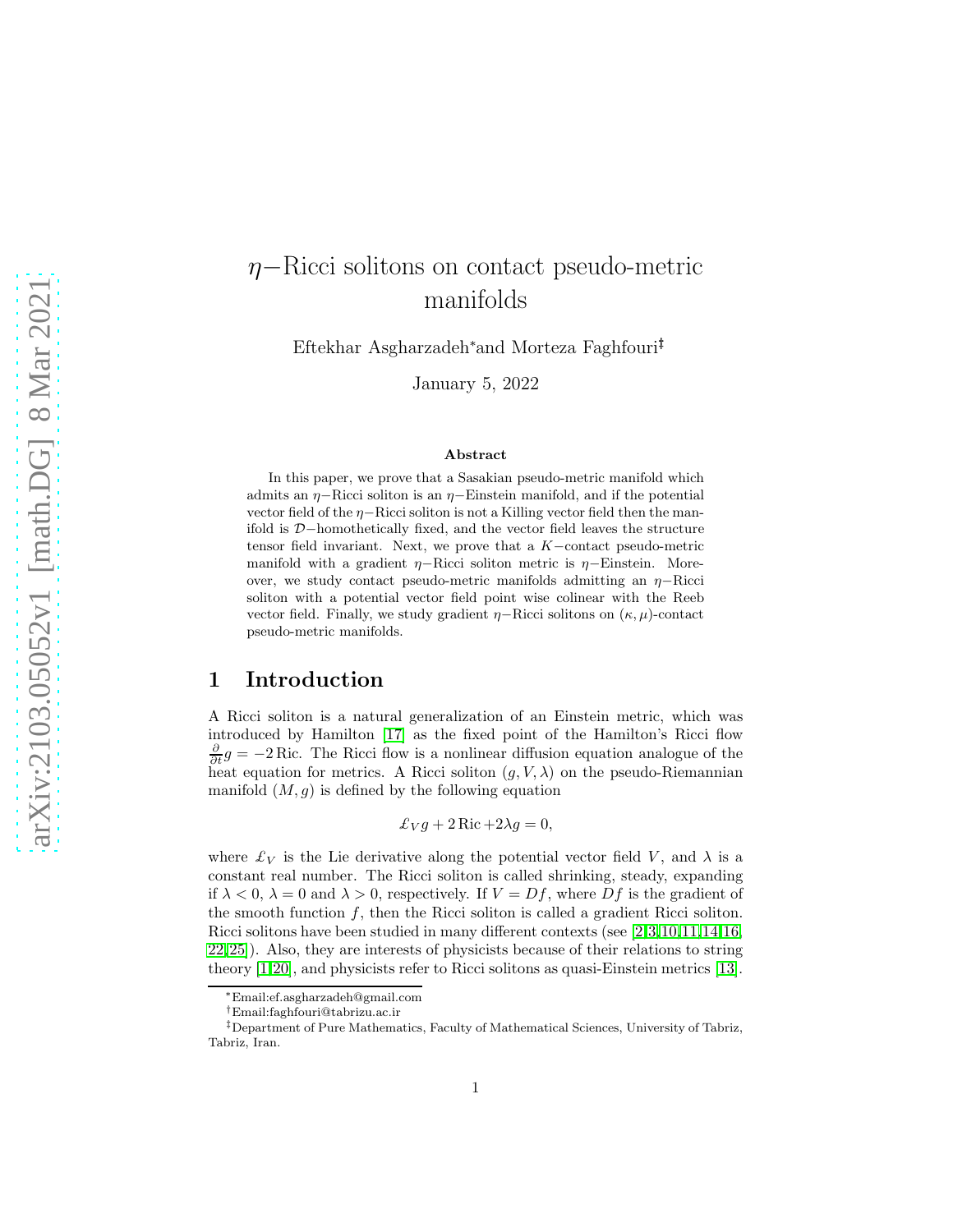# $\eta-$Ricci solitons on contact pseudo-metric manifolds

Eftekhar Asgharzadeh* and Morteza Faghfouri†‡

January 5, 2022

### Abstract

In this paper, we prove that a Sasakian pseudo-metric manifold which admits an $\eta-$Ricci soliton is an $\eta-$Einstein manifold, and if the potential vector field of the $\eta-$Ricci soliton is not a Killing vector field then the manifold is $\mathcal{D}-$homothetically fixed, and the vector field leaves the structure tensor field invariant. Next, we prove that a $K-$contact pseudo-metric manifold with a gradient $\eta-$Ricci soliton metric is $\eta-$Einstein. Moreover, we study contact pseudo-metric manifolds admitting an $\eta-$Ricci soliton with a potential vector field point wise colinear with the Reeb vector field. Finally, we study gradient $\eta-$Ricci solitons on $(\kappa, \mu)$-contact pseudo-metric manifolds.

## 1 Introduction

A Ricci soliton is a natural generalization of an Einstein metric, which was introduced by Hamilton [17] as the fixed point of the Hamilton's Ricci flow $\frac{\partial}{\partial t}g = -2\operatorname{Ric}$. The Ricci flow is a nonlinear diffusion equation analogue of the heat equation for metrics. A Ricci soliton $(g, V, \lambda)$ on the pseudo-Riemannian manifold $(M, g)$ is defined by the following equation

$$\pounds_V g + 2\operatorname{Ric} + 2\lambda g = 0,$$

where $\pounds_V$ is the Lie derivative along the potential vector field $V$, and $\lambda$ is a constant real number. The Ricci soliton is called shrinking, steady, expanding if $\lambda < 0$, $\lambda = 0$ and $\lambda > 0$, respectively. If $V = Df$, where $Df$ is the gradient of the smooth function $f$, then the Ricci soliton is called a gradient Ricci soliton. Ricci solitons have been studied in many different contexts (see [2,3,10,11,14,16,22,25]). Also, they are interests of physicists because of their relations to string theory [1,20], and physicists refer to Ricci solitons as quasi-Einstein metrics [13].

*Email:ef.asgharzadeh@gmail.com

†Email:faghfouri@tabrizu.ac.ir

‡Department of Pure Mathematics, Faculty of Mathematical Sciences, University of Tabriz, Tabriz, Iran.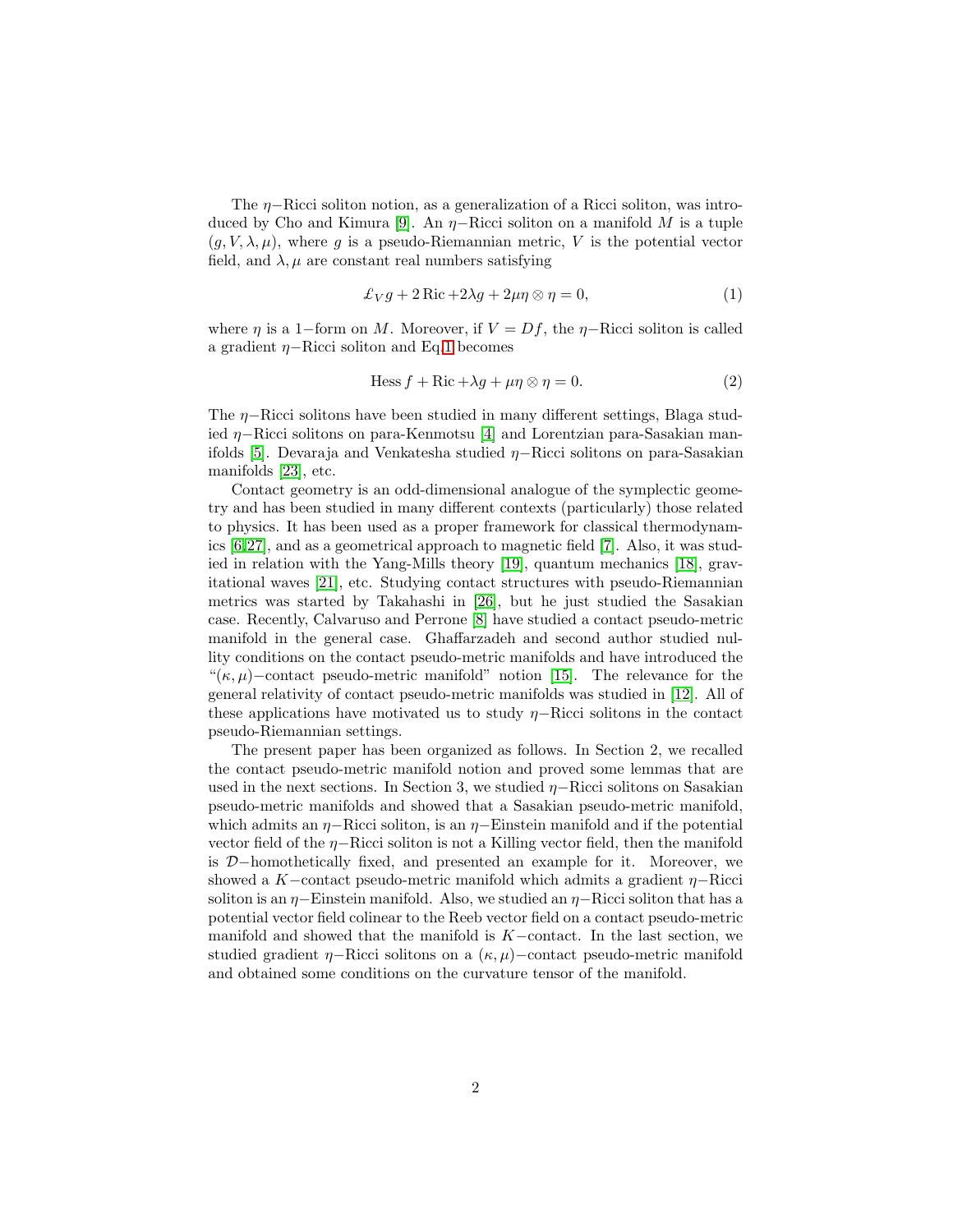The $\eta-$Ricci soliton notion, as a generalization of a Ricci soliton, was introduced by Cho and Kimura [9]. An $\eta-$Ricci soliton on a manifold $M$ is a tuple $(g, V, \lambda, \mu)$, where $g$ is a pseudo-Riemannian metric, $V$ is the potential vector field, and $\lambda, \mu$ are constant real numbers satisfying

$$\pounds_V g + 2\operatorname{Ric} + 2\lambda g + 2\mu\eta \otimes \eta = 0, \tag{1}$$

where $\eta$ is a $1-$form on $M$. Moreover, if $V = Df$, the $\eta-$Ricci soliton is called a gradient $\eta-$Ricci soliton and Eq.1 becomes

$$\operatorname{Hess} f + \operatorname{Ric} + \lambda g + \mu\eta \otimes \eta = 0. \tag{2}$$

The $\eta-$Ricci solitons have been studied in many different settings, Blaga studied $\eta-$Ricci solitons on para-Kenmotsu [4] and Lorentzian para-Sasakian manifolds [5]. Devaraja and Venkatesha studied $\eta-$Ricci solitons on para-Sasakian manifolds [23], etc.

Contact geometry is an odd-dimensional analogue of the symplectic geometry and has been studied in many different contexts (particularly) those related to physics. It has been used as a proper framework for classical thermodynamics [6,27], and as a geometrical approach to magnetic field [7]. Also, it was studied in relation with the Yang-Mills theory [19], quantum mechanics [18], gravitational waves [21], etc. Studying contact structures with pseudo-Riemannian metrics was started by Takahashi in [26], but he just studied the Sasakian case. Recently, Calvaruso and Perrone [8] have studied a contact pseudo-metric manifold in the general case. Ghaffarzadeh and second author studied nullity conditions on the contact pseudo-metric manifolds and have introduced the "$(\kappa, \mu)-$contact pseudo-metric manifold" notion [15]. The relevance for the general relativity of contact pseudo-metric manifolds was studied in [12]. All of these applications have motivated us to study $\eta-$Ricci solitons in the contact pseudo-Riemannian settings.

The present paper has been organized as follows. In Section 2, we recalled the contact pseudo-metric manifold notion and proved some lemmas that are used in the next sections. In Section 3, we studied $\eta-$Ricci solitons on Sasakian pseudo-metric manifolds and showed that a Sasakian pseudo-metric manifold, which admits an $\eta-$Ricci soliton, is an $\eta-$Einstein manifold and if the potential vector field of the $\eta-$Ricci soliton is not a Killing vector field, then the manifold is $\mathcal{D}-$homothetically fixed, and presented an example for it. Moreover, we showed a $K-$contact pseudo-metric manifold which admits a gradient $\eta-$Ricci soliton is an $\eta-$Einstein manifold. Also, we studied an $\eta-$Ricci soliton that has a potential vector field colinear to the Reeb vector field on a contact pseudo-metric manifold and showed that the manifold is $K-$contact. In the last section, we studied gradient $\eta-$Ricci solitons on a $(\kappa, \mu)-$contact pseudo-metric manifold and obtained some conditions on the curvature tensor of the manifold.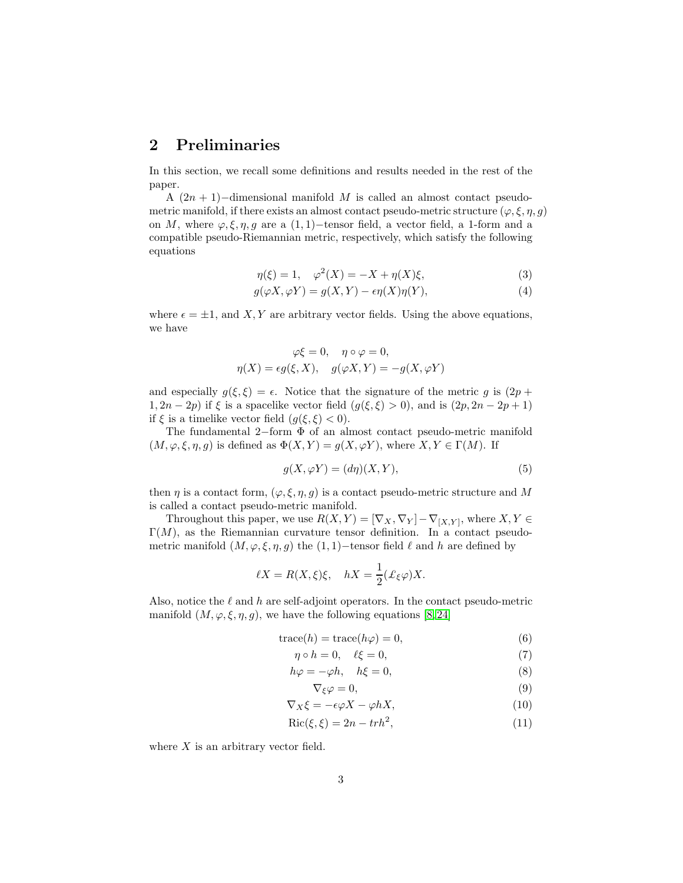## 2 Preliminaries

In this section, we recall some definitions and results needed in the rest of the paper.

A $(2n+1)-$dimensional manifold $M$ is called an almost contact pseudo-metric manifold, if there exists an almost contact pseudo-metric structure $(\varphi, \xi, \eta, g)$ on $M$, where $\varphi, \xi, \eta, g$ are a $(1,1)-$tensor field, a vector field, a 1-form and a compatible pseudo-Riemannian metric, respectively, which satisfy the following equations

$$\eta(\xi) = 1, \quad \varphi^2(X) = -X + \eta(X)\xi, \tag{3}$$

$$g(\varphi X, \varphi Y) = g(X, Y) - \epsilon\eta(X)\eta(Y), \tag{4}$$

where $\epsilon = \pm 1$, and $X, Y$ are arbitrary vector fields. Using the above equations, we have

$$\varphi\xi = 0, \quad \eta \circ \varphi = 0,$$
$$\eta(X) = \epsilon g(\xi, X), \quad g(\varphi X, Y) = -g(X, \varphi Y)$$

and especially $g(\xi, \xi) = \epsilon$. Notice that the signature of the metric $g$ is $(2p+1, 2n-2p)$ if $\xi$ is a spacelike vector field ($g(\xi,\xi) > 0$), and is $(2p, 2n-2p+1)$ if $\xi$ is a timelike vector field ($g(\xi, \xi) < 0$).

The fundamental $2-$form $\Phi$ of an almost contact pseudo-metric manifold $(M, \varphi, \xi, \eta, g)$ is defined as $\Phi(X,Y) = g(X, \varphi Y)$, where $X, Y \in \Gamma(M)$. If

$$g(X, \varphi Y) = (d\eta)(X, Y), \tag{5}$$

then $\eta$ is a contact form, $(\varphi, \xi, \eta, g)$ is a contact pseudo-metric structure and $M$ is called a contact pseudo-metric manifold.

Throughout this paper, we use $R(X,Y) = [\nabla_X, \nabla_Y] - \nabla_{[X,Y]}$, where $X, Y \in \Gamma(M)$, as the Riemannian curvature tensor definition. In a contact pseudo-metric manifold $(M, \varphi, \xi, \eta, g)$ the $(1,1)-$tensor field $\ell$ and $h$ are defined by

$$\ell X = R(X, \xi)\xi, \quad hX = \frac{1}{2}(\pounds_\xi \varphi)X.$$

Also, notice the $\ell$ and $h$ are self-adjoint operators. In the contact pseudo-metric manifold $(M, \varphi, \xi, \eta, g)$, we have the following equations [8, 24]

$$\text{trace}(h) = \text{trace}(h\varphi) = 0, \tag{6}$$

$$\eta \circ h = 0, \quad \ell\xi = 0, \tag{7}$$

$$h\varphi = -\varphi h, \quad h\xi = 0, \tag{8}$$

$$\nabla_\xi \varphi = 0, \tag{9}$$

$$\nabla_X \xi = -\epsilon\varphi X - \varphi h X, \tag{10}$$

$$\text{Ric}(\xi, \xi) = 2n - trh^2, \tag{11}$$

where $X$ is an arbitrary vector field.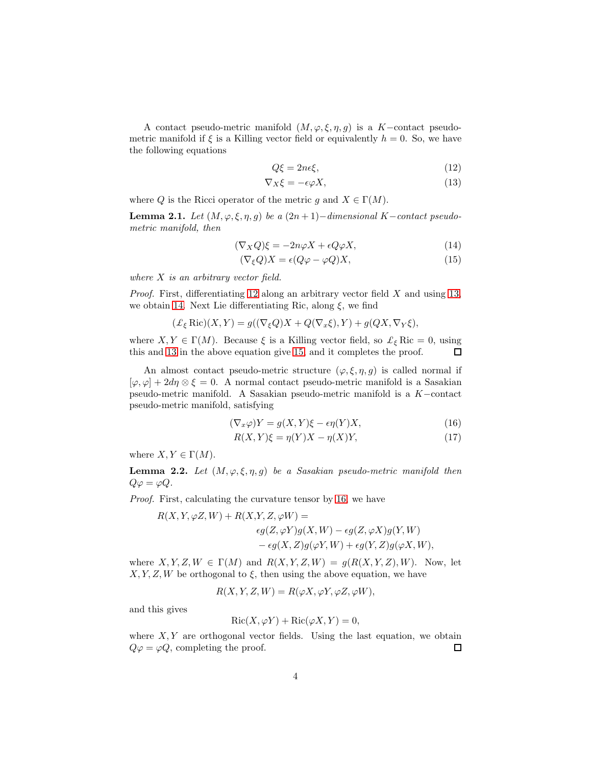A contact pseudo-metric manifold $(M, \varphi, \xi, \eta, g)$ is a $K-$contact pseudo-metric manifold if $\xi$ is a Killing vector field or equivalently $h = 0$. So, we have the following equations

$$Q\xi = 2n\epsilon\xi, \tag{12}$$

$$\nabla_X \xi = -\epsilon\varphi X, \tag{13}$$

where $Q$ is the Ricci operator of the metric $g$ and $X \in \Gamma(M)$.

**Lemma 2.1.** *Let $(M, \varphi, \xi, \eta, g)$ be a $(2n+1)-$dimensional $K-$contact pseudo-metric manifold, then*

$$(\nabla_X Q)\xi = -2n\varphi X + \epsilon Q\varphi X, \tag{14}$$

$$(\nabla_\xi Q)X = \epsilon(Q\varphi - \varphi Q)X, \tag{15}$$

*where $X$ is an arbitrary vector field.*

*Proof.* First, differentiating 12 along an arbitrary vector field $X$ and using 13, we obtain 14. Next Lie differentiating Ric, along $\xi$, we find

$$(\pounds_\xi \operatorname{Ric})(X, Y) = g((\nabla_\xi Q)X + Q(\nabla_x \xi), Y) + g(QX, \nabla_Y \xi),$$

where $X, Y \in \Gamma(M)$. Because $\xi$ is a Killing vector field, so $\pounds_\xi \operatorname{Ric} = 0$, using this and 13 in the above equation give 15, and it completes the proof. □

An almost contact pseudo-metric structure $(\varphi, \xi, \eta, g)$ is called normal if $[\varphi, \varphi] + 2d\eta \otimes \xi = 0$. A normal contact pseudo-metric manifold is a Sasakian pseudo-metric manifold. A Sasakian pseudo-metric manifold is a $K-$contact pseudo-metric manifold, satisfying

$$(\nabla_x \varphi)Y = g(X, Y)\xi - \epsilon\eta(Y)X, \tag{16}$$

$$R(X, Y)\xi = \eta(Y)X - \eta(X)Y, \tag{17}$$

where $X, Y \in \Gamma(M)$.

**Lemma 2.2.** *Let $(M, \varphi, \xi, \eta, g)$ be a Sasakian pseudo-metric manifold then $Q\varphi = \varphi Q$.*

*Proof.* First, calculating the curvature tensor by 16, we have

$$\begin{aligned}
R(X,Y,\varphi Z, W) + R(X,Y,Z,\varphi W) = \\
&\epsilon g(Z, \varphi Y)g(X, W) - \epsilon g(Z, \varphi X)g(Y, W) \\
&- \epsilon g(X, Z)g(\varphi Y, W) + \epsilon g(Y, Z)g(\varphi X, W),
\end{aligned}$$

where $X, Y, Z, W \in \Gamma(M)$ and $R(X, Y, Z, W) = g(R(X, Y, Z), W)$. Now, let $X, Y, Z, W$ be orthogonal to $\xi$, then using the above equation, we have

$$R(X, Y, Z, W) = R(\varphi X, \varphi Y, \varphi Z, \varphi W),$$

and this gives

$$\operatorname{Ric}(X, \varphi Y) + \operatorname{Ric}(\varphi X, Y) = 0,$$

where $X, Y$ are orthogonal vector fields. Using the last equation, we obtain $Q\varphi = \varphi Q$, completing the proof. □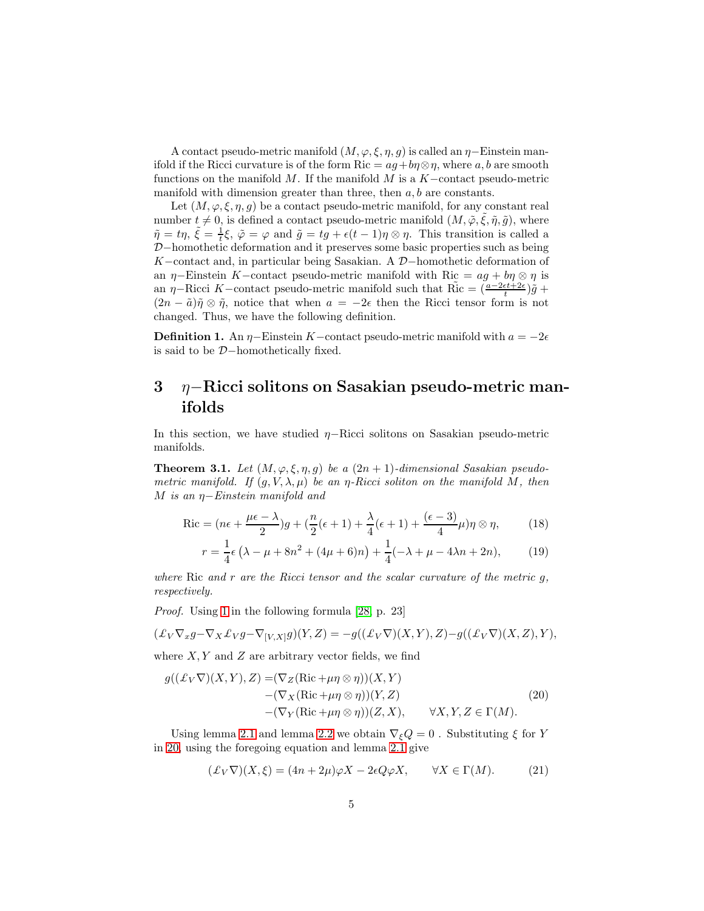A contact pseudo-metric manifold $(M, \varphi, \xi, \eta, g)$ is called an $\eta-$Einstein manifold if the Ricci curvature is of the form $\mathrm{Ric} = ag + b\eta\otimes\eta$, where $a, b$ are smooth functions on the manifold $M$. If the manifold $M$ is a $K-$contact pseudo-metric manifold with dimension greater than three, then $a, b$ are constants.

Let $(M, \varphi, \xi, \eta, g)$ be a contact pseudo-metric manifold, for any constant real number $t \neq 0$, is defined a contact pseudo-metric manifold $(M, \tilde{\varphi}, \tilde{\xi}, \tilde{\eta}, \tilde{g})$, where $\tilde{\eta} = t\eta$, $\tilde{\xi} = \frac{1}{t}\xi$, $\tilde{\varphi} = \varphi$ and $\tilde{g} = tg + \epsilon(t-1)\eta\otimes\eta$. This transition is called a $\mathcal{D}-$homothetic deformation and it preserves some basic properties such as being $K-$contact and, in particular being Sasakian. A $\mathcal{D}-$homothetic deformation of an $\eta-$Einstein $K-$contact pseudo-metric manifold with $\mathrm{Ric} = ag + b\eta\otimes\eta$ is an $\eta-$Ricci $K-$contact pseudo-metric manifold such that $\tilde{\mathrm{Ric}} = (\frac{a-2\epsilon t+2\epsilon}{t})\tilde{g} + (2n - \tilde{a})\tilde{\eta}\otimes\tilde{\eta}$, notice that when $a = -2\epsilon$ then the Ricci tensor form is not changed. Thus, we have the following definition.

**Definition 1.** An $\eta-$Einstein $K-$contact pseudo-metric manifold with $a = -2\epsilon$ is said to be $\mathcal{D}-$homothetically fixed.

# 3 $\eta-$Ricci solitons on Sasakian pseudo-metric manifolds

In this section, we have studied $\eta-$Ricci solitons on Sasakian pseudo-metric manifolds.

**Theorem 3.1.** *Let $(M, \varphi, \xi, \eta, g)$ be a $(2n+1)$-dimensional Sasakian pseudo-metric manifold. If $(g, V, \lambda, \mu)$ be an $\eta$-Ricci soliton on the manifold $M$, then $M$ is an $\eta-$Einstein manifold and*

$$\mathrm{Ric} = (n\epsilon + \frac{\mu\epsilon - \lambda}{2})g + (\frac{n}{2}(\epsilon+1) + \frac{\lambda}{4}(\epsilon+1) + \frac{(\epsilon-3)}{4}\mu)\eta\otimes\eta, \tag{18}$$

$$r = \frac{1}{4}\epsilon\left(\lambda - \mu + 8n^2 + (4\mu+6)n\right) + \frac{1}{4}(-\lambda + \mu - 4\lambda n + 2n), \tag{19}$$

*where* Ric *and $r$ are the Ricci tensor and the scalar curvature of the metric $g$, respectively.*

*Proof.* Using 1 in the following formula [28, p. 23]

$$(\pounds_V\nabla_x g - \nabla_X\pounds_V g - \nabla_{[V,X]}g)(Y,Z) = -g((\pounds_V\nabla)(X,Y),Z) - g((\pounds_V\nabla)(X,Z),Y),$$

where $X, Y$ and $Z$ are arbitrary vector fields, we find

$$\begin{aligned} g((\pounds_V\nabla)(X,Y),Z) =& (\nabla_Z(\mathrm{Ric} + \mu\eta\otimes\eta))(X,Y) \\ &- (\nabla_X(\mathrm{Ric} + \mu\eta\otimes\eta))(Y,Z) \\ &- (\nabla_Y(\mathrm{Ric} + \mu\eta\otimes\eta))(Z,X), \qquad \forall X,Y,Z \in \Gamma(M). \end{aligned} \tag{20}$$

Using lemma 2.1 and lemma 2.2 we obtain $\nabla_\xi Q = 0$ . Substituting $\xi$ for $Y$ in 20, using the foregoing equation and lemma 2.1 give

$$(\pounds_V\nabla)(X,\xi) = (4n + 2\mu)\varphi X - 2\epsilon Q\varphi X, \qquad \forall X \in \Gamma(M). \tag{21}$$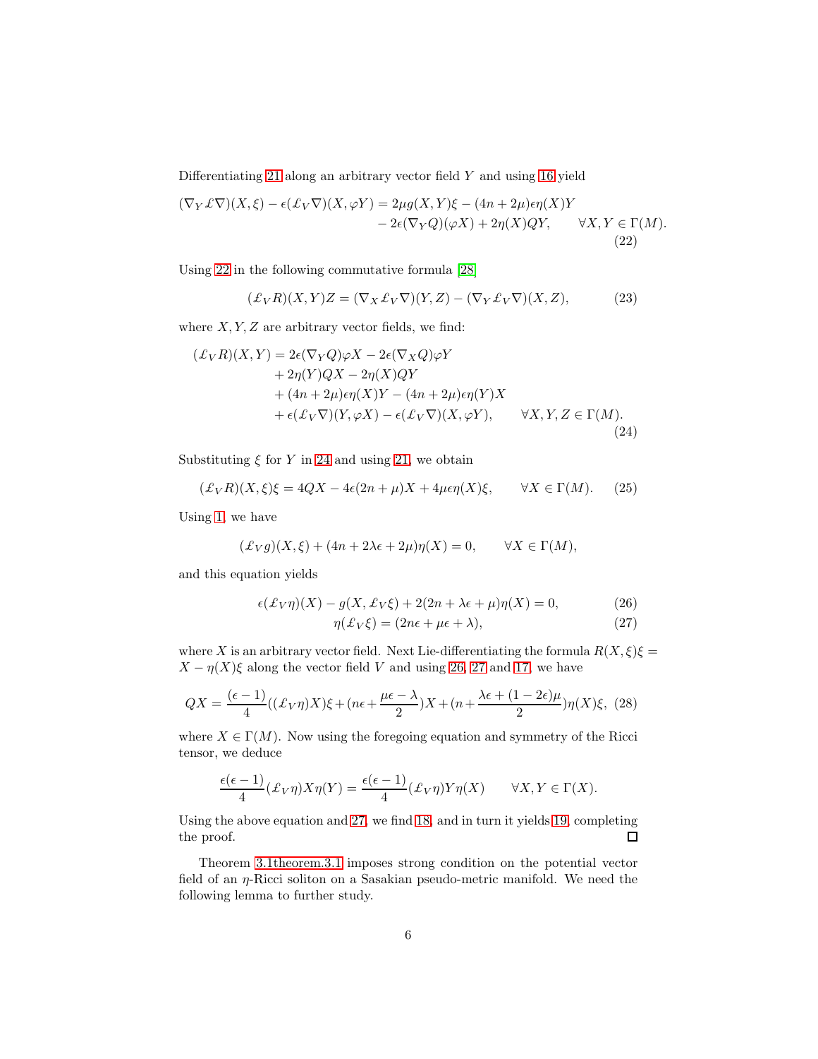Differentiating 21 along an arbitrary vector field $Y$ and using 16 yield

$$
\begin{aligned}
(\nabla_Y \pounds \nabla)(X,\xi) - \epsilon(\pounds_V \nabla)(X, \varphi Y) = 2\mu g(X,Y)\xi - (4n+2\mu)\epsilon\eta(X)Y \\
- 2\epsilon(\nabla_Y Q)(\varphi X) + 2\eta(X)QY, \qquad \forall X, Y \in \Gamma(M).
\end{aligned}
\tag{22}
$$

Using 22 in the following commutative formula [28]

$$
(\pounds_V R)(X,Y)Z = (\nabla_X \pounds_V \nabla)(Y,Z) - (\nabla_Y \pounds_V \nabla)(X,Z), \tag{23}
$$

where $X, Y, Z$ are arbitrary vector fields, we find:

$$
\begin{aligned}
(\pounds_V R)(X,Y) &= 2\epsilon(\nabla_Y Q)\varphi X - 2\epsilon(\nabla_X Q)\varphi Y \\
&+ 2\eta(Y)QX - 2\eta(X)QY \\
&+ (4n+2\mu)\epsilon\eta(X)Y - (4n+2\mu)\epsilon\eta(Y)X \\
&+ \epsilon(\pounds_V \nabla)(Y, \varphi X) - \epsilon(\pounds_V \nabla)(X, \varphi Y), \qquad \forall X, Y, Z \in \Gamma(M).
\end{aligned}
\tag{24}
$$

Substituting $\xi$ for $Y$ in 24 and using 21, we obtain

$$
(\pounds_V R)(X,\xi)\xi = 4QX - 4\epsilon(2n+\mu)X + 4\mu\epsilon\eta(X)\xi, \qquad \forall X \in \Gamma(M). \tag{25}
$$

Using 1, we have

$$
(\pounds_V g)(X,\xi) + (4n + 2\lambda\epsilon + 2\mu)\eta(X) = 0, \qquad \forall X \in \Gamma(M),
$$

and this equation yields

$$
\epsilon(\pounds_V \eta)(X) - g(X, \pounds_V \xi) + 2(2n + \lambda\epsilon + \mu)\eta(X) = 0, \tag{26}
$$

$$
\eta(\pounds_V \xi) = (2n\epsilon + \mu\epsilon + \lambda), \tag{27}
$$

where $X$ is an arbitrary vector field. Next Lie-differentiating the formula $R(X,\xi)\xi = X - \eta(X)\xi$ along the vector field $V$ and using 26, 27 and 17, we have

$$
QX = \frac{(\epsilon - 1)}{4}((\pounds_V \eta)X)\xi + (n\epsilon + \frac{\mu\epsilon - \lambda}{2})X + (n + \frac{\lambda\epsilon + (1-2\epsilon)\mu}{2})\eta(X)\xi, \tag{28}
$$

where $X \in \Gamma(M)$. Now using the foregoing equation and symmetry of the Ricci tensor, we deduce

$$
\frac{\epsilon(\epsilon-1)}{4}(\pounds_V \eta)X\eta(Y) = \frac{\epsilon(\epsilon-1)}{4}(\pounds_V \eta)Y\eta(X) \qquad \forall X, Y \in \Gamma(X).
$$

Using the above equation and 27, we find 18, and in turn it yields 19, completing the proof. □

Theorem 3.1theorem.3.1 imposes strong condition on the potential vector field of an $\eta$-Ricci soliton on a Sasakian pseudo-metric manifold. We need the following lemma to further study.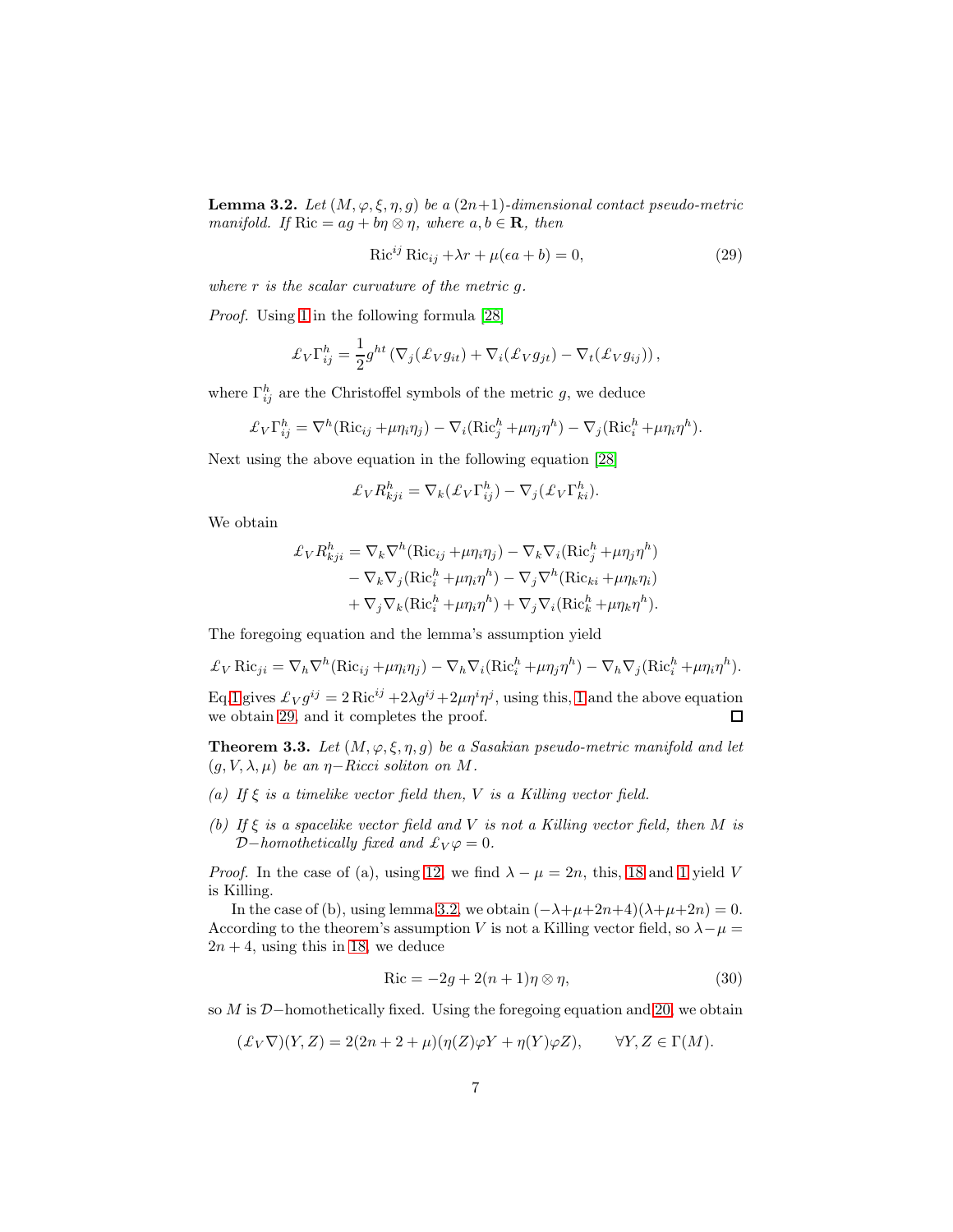**Lemma 3.2.** *Let $(M, \varphi, \xi, \eta, g)$ be a $(2n+1)$-dimensional contact pseudo-metric manifold. If $\mathrm{Ric} = ag + b\eta \otimes \eta$, where $a, b \in \mathbf{R}$, then*

$$\mathrm{Ric}^{ij}\,\mathrm{Ric}_{ij} + \lambda r + \mu(\epsilon a + b) = 0, \tag{29}$$

*where $r$ is the scalar curvature of the metric $g$.*

*Proof.* Using 1 in the following formula [28]

$$\pounds_V \Gamma^h_{ij} = \frac{1}{2} g^{ht} \left( \nabla_j (\pounds_V g_{it}) + \nabla_i (\pounds_V g_{jt}) - \nabla_t (\pounds_V g_{ij}) \right),$$

where $\Gamma^h_{ij}$ are the Christoffel symbols of the metric $g$, we deduce

$$\pounds_V \Gamma^h_{ij} = \nabla^h (\mathrm{Ric}_{ij} + \mu \eta_i \eta_j) - \nabla_i (\mathrm{Ric}^h_j + \mu \eta_j \eta^h) - \nabla_j (\mathrm{Ric}^h_i + \mu \eta_i \eta^h).$$

Next using the above equation in the following equation [28]

$$\pounds_V R^h_{kji} = \nabla_k (\pounds_V \Gamma^h_{ij}) - \nabla_j (\pounds_V \Gamma^h_{ki}).$$

We obtain

$$\begin{aligned}
\pounds_V R^h_{kji} &= \nabla_k \nabla^h (\mathrm{Ric}_{ij} + \mu \eta_i \eta_j) - \nabla_k \nabla_i (\mathrm{Ric}^h_j + \mu \eta_j \eta^h) \\
&\quad - \nabla_k \nabla_j (\mathrm{Ric}^h_i + \mu \eta_i \eta^h) - \nabla_j \nabla^h (\mathrm{Ric}_{ki} + \mu \eta_k \eta_i) \\
&\quad + \nabla_j \nabla_k (\mathrm{Ric}^h_i + \mu \eta_i \eta^h) + \nabla_j \nabla_i (\mathrm{Ric}^h_k + \mu \eta_k \eta^h).
\end{aligned}$$

The foregoing equation and the lemma's assumption yield

$$\pounds_V \mathrm{Ric}_{ji} = \nabla_h \nabla^h (\mathrm{Ric}_{ij} + \mu \eta_i \eta_j) - \nabla_h \nabla_i (\mathrm{Ric}^h_i + \mu \eta_j \eta^h) - \nabla_h \nabla_j (\mathrm{Ric}^h_i + \mu \eta_i \eta^h).$$

Eq.1 gives $\pounds_V g^{ij} = 2\,\mathrm{Ric}^{ij} + 2\lambda g^{ij} + 2\mu \eta^i \eta^j$, using this, 1 and the above equation we obtain 29, and it completes the proof. $\square$

**Theorem 3.3.** *Let $(M, \varphi, \xi, \eta, g)$ be a Sasakian pseudo-metric manifold and let $(g, V, \lambda, \mu)$ be an $\eta-$Ricci soliton on $M$.*

*(a) If $\xi$ is a timelike vector field then, $V$ is a Killing vector field.*

*(b) If $\xi$ is a spacelike vector field and $V$ is not a Killing vector field, then $M$ is $\mathcal{D}-$homothetically fixed and $\pounds_V \varphi = 0$.*

*Proof.* In the case of (a), using 12, we find $\lambda - \mu = 2n$, this, 18 and 1 yield $V$ is Killing.

In the case of (b), using lemma 3.2, we obtain $(-\lambda + \mu + 2n + 4)(\lambda + \mu + 2n) = 0$. According to the theorem's assumption $V$ is not a Killing vector field, so $\lambda - \mu = 2n + 4$, using this in 18, we deduce

$$\mathrm{Ric} = -2g + 2(n+1)\eta \otimes \eta, \tag{30}$$

so $M$ is $\mathcal{D}-$homothetically fixed. Using the foregoing equation and 20, we obtain

$$(\pounds_V \nabla)(Y, Z) = 2(2n + 2 + \mu)(\eta(Z)\varphi Y + \eta(Y)\varphi Z), \qquad \forall Y, Z \in \Gamma(M).$$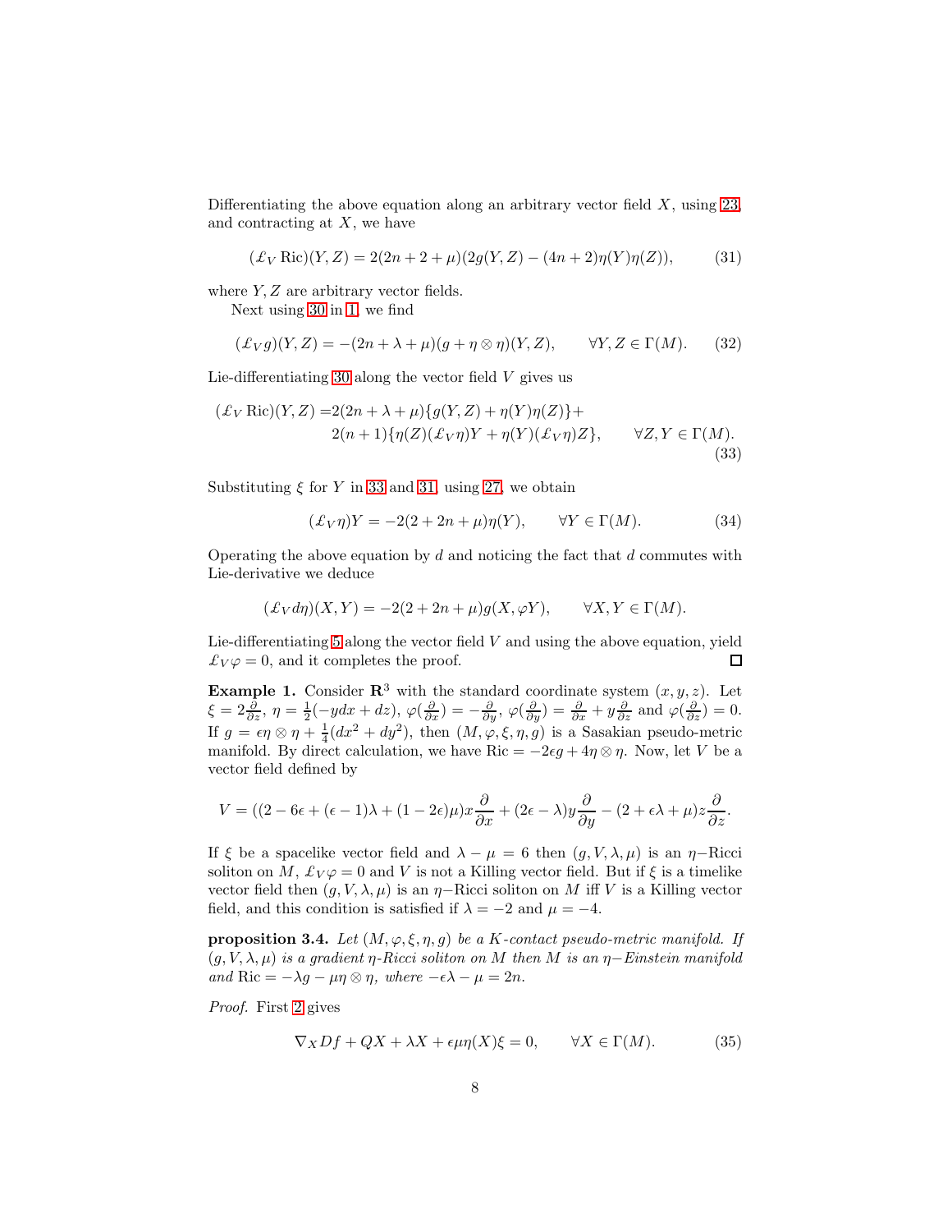Differentiating the above equation along an arbitrary vector field $X$, using 23, and contracting at $X$, we have

$$(\pounds_V \operatorname{Ric})(Y, Z) = 2(2n + 2 + \mu)(2g(Y, Z) - (4n + 2)\eta(Y)\eta(Z)), \tag{31}$$

where $Y, Z$ are arbitrary vector fields.

Next using 30 in 1, we find

$$(\pounds_V g)(Y, Z) = -(2n + \lambda + \mu)(g + \eta \otimes \eta)(Y, Z), \qquad \forall Y, Z \in \Gamma(M). \tag{32}$$

Lie-differentiating 30 along the vector field $V$ gives us

$$\begin{aligned}(\pounds_V \operatorname{Ric})(Y, Z) =& 2(2n + \lambda + \mu)\{g(Y, Z) + \eta(Y)\eta(Z)\}+ \\ & 2(n + 1)\{\eta(Z)(\pounds_V \eta)Y + \eta(Y)(\pounds_V \eta)Z\}, \qquad \forall Z, Y \in \Gamma(M).\end{aligned} \tag{33}$$

Substituting $\xi$ for $Y$ in 33 and 31, using 27, we obtain

$$(\pounds_V \eta)Y = -2(2 + 2n + \mu)\eta(Y), \qquad \forall Y \in \Gamma(M). \tag{34}$$

Operating the above equation by $d$ and noticing the fact that $d$ commutes with Lie-derivative we deduce

$$(\pounds_V d\eta)(X, Y) = -2(2 + 2n + \mu)g(X, \varphi Y), \qquad \forall X, Y \in \Gamma(M).$$

Lie-differentiating 5 along the vector field $V$ and using the above equation, yield $\pounds_V \varphi = 0$, and it completes the proof. $\square$

**Example 1.** Consider $\mathbf{R}^3$ with the standard coordinate system $(x, y, z)$. Let $\xi = 2\frac{\partial}{\partial z}$, $\eta = \frac{1}{2}(-ydx + dz)$, $\varphi(\frac{\partial}{\partial x}) = -\frac{\partial}{\partial y}$, $\varphi(\frac{\partial}{\partial y}) = \frac{\partial}{\partial x} + y\frac{\partial}{\partial z}$ and $\varphi(\frac{\partial}{\partial z}) = 0$. If $g = \epsilon\eta \otimes \eta + \frac{1}{4}(dx^2 + dy^2)$, then $(M, \varphi, \xi, \eta, g)$ is a Sasakian pseudo-metric manifold. By direct calculation, we have $\operatorname{Ric} = -2\epsilon g + 4\eta \otimes \eta$. Now, let $V$ be a vector field defined by

$$V = ((2 - 6\epsilon + (\epsilon - 1)\lambda + (1 - 2\epsilon)\mu)x\frac{\partial}{\partial x} + (2\epsilon - \lambda)y\frac{\partial}{\partial y} - (2 + \epsilon\lambda + \mu)z\frac{\partial}{\partial z}.$$

If $\xi$ be a spacelike vector field and $\lambda - \mu = 6$ then $(g, V, \lambda, \mu)$ is an $\eta-$Ricci soliton on $M$, $\pounds_V \varphi = 0$ and $V$ is not a Killing vector field. But if $\xi$ is a timelike vector field then $(g, V, \lambda, \mu)$ is an $\eta-$Ricci soliton on $M$ iff $V$ is a Killing vector field, and this condition is satisfied if $\lambda = -2$ and $\mu = -4$.

**proposition 3.4.** *Let $(M, \varphi, \xi, \eta, g)$ be a K-contact pseudo-metric manifold. If $(g, V, \lambda, \mu)$ is a gradient $\eta$-Ricci soliton on $M$ then $M$ is an $\eta-$Einstein manifold and $\operatorname{Ric} = -\lambda g - \mu\eta \otimes \eta$, where $-\epsilon\lambda - \mu = 2n$.*

*Proof.* First 2 gives

$$\nabla_X Df + QX + \lambda X + \epsilon\mu\eta(X)\xi = 0, \qquad \forall X \in \Gamma(M). \tag{35}$$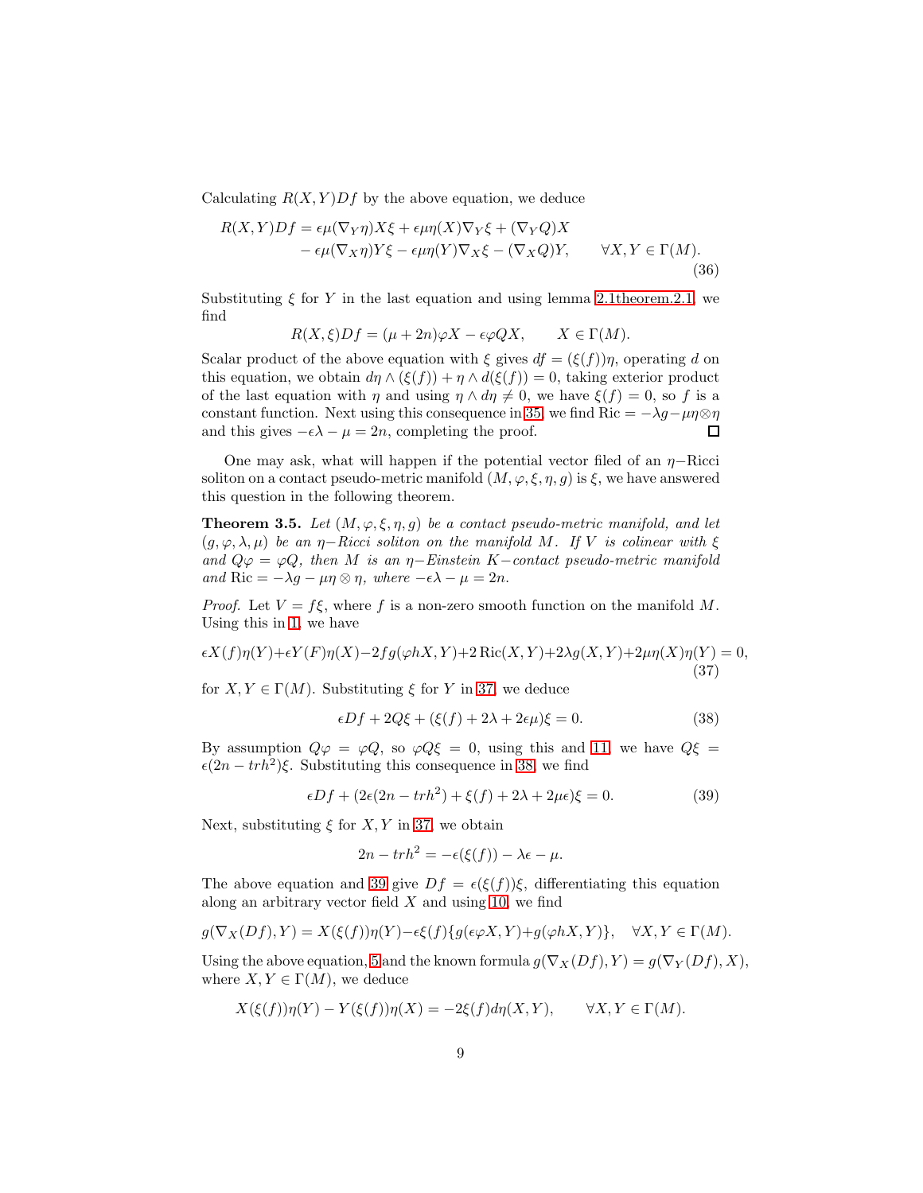Calculating $R(X,Y)Df$ by the above equation, we deduce

$$
\begin{aligned}
R(X,Y)Df &= \epsilon\mu(\nabla_Y \eta)X\xi + \epsilon\mu\eta(X)\nabla_Y \xi + (\nabla_Y Q)X \\
&\quad - \epsilon\mu(\nabla_X \eta)Y\xi - \epsilon\mu\eta(Y)\nabla_X \xi - (\nabla_X Q)Y, \qquad \forall X, Y \in \Gamma(M).
\end{aligned} \tag{36}
$$

Substituting $\xi$ for $Y$ in the last equation and using lemma 2.1theorem.2.1, we find

$$R(X,\xi)Df = (\mu + 2n)\varphi X - \epsilon\varphi QX, \qquad X \in \Gamma(M).$$

Scalar product of the above equation with $\xi$ gives $df = (\xi(f))\eta$, operating $d$ on this equation, we obtain $d\eta \wedge (\xi(f)) + \eta \wedge d(\xi(f)) = 0$, taking exterior product of the last equation with $\eta$ and using $\eta \wedge d\eta \neq 0$, we have $\xi(f) = 0$, so $f$ is a constant function. Next using this consequence in 35 we find $\text{Ric} = -\lambda g - \mu\eta\otimes\eta$ and this gives $-\epsilon\lambda - \mu = 2n$, completing the proof. □

One may ask, what will happen if the potential vector filed of an $\eta-$Ricci soliton on a contact pseudo-metric manifold $(M,\varphi,\xi,\eta,g)$ is $\xi$, we have answered this question in the following theorem.

**Theorem 3.5.** *Let $(M,\varphi,\xi,\eta,g)$ be a contact pseudo-metric manifold, and let $(g,\varphi,\lambda,\mu)$ be an $\eta-$Ricci soliton on the manifold $M$. If $V$ is colinear with $\xi$ and $Q\varphi = \varphi Q$, then $M$ is an $\eta-$Einstein $K-$contact pseudo-metric manifold and* $\text{Ric} = -\lambda g - \mu\eta \otimes \eta$*, where $-\epsilon\lambda - \mu = 2n$.*

*Proof.* Let $V = f\xi$, where $f$ is a non-zero smooth function on the manifold $M$. Using this in 1, we have

$$\epsilon X(f)\eta(Y) + \epsilon Y(F)\eta(X) - 2fg(\varphi hX, Y) + 2\,\text{Ric}(X,Y) + 2\lambda g(X,Y) + 2\mu\eta(X)\eta(Y) = 0, \tag{37}$$

for $X, Y \in \Gamma(M)$. Substituting $\xi$ for $Y$ in 37, we deduce

$$\epsilon Df + 2Q\xi + (\xi(f) + 2\lambda + 2\epsilon\mu)\xi = 0. \tag{38}$$

By assumption $Q\varphi = \varphi Q$, so $\varphi Q\xi = 0$, using this and 11, we have $Q\xi = \epsilon(2n - trh^2)\xi$. Substituting this consequence in 38, we find

$$\epsilon Df + (2\epsilon(2n - trh^2) + \xi(f) + 2\lambda + 2\mu\epsilon)\xi = 0. \tag{39}$$

Next, substituting $\xi$ for $X, Y$ in 37, we obtain

$$2n - trh^2 = -\epsilon(\xi(f)) - \lambda\epsilon - \mu.$$

The above equation and 39 give $Df = \epsilon(\xi(f))\xi$, differentiating this equation along an arbitrary vector field $X$ and using 10, we find

$$g(\nabla_X(Df), Y) = X(\xi(f))\eta(Y) - \epsilon\xi(f)\{g(\epsilon\varphi X, Y) + g(\varphi hX, Y)\}, \quad \forall X, Y \in \Gamma(M).$$

Using the above equation, 5 and the known formula $g(\nabla_X(Df), Y) = g(\nabla_Y(Df), X)$, where $X, Y \in \Gamma(M)$, we deduce

$$X(\xi(f))\eta(Y) - Y(\xi(f))\eta(X) = -2\xi(f)d\eta(X,Y), \qquad \forall X, Y \in \Gamma(M).$$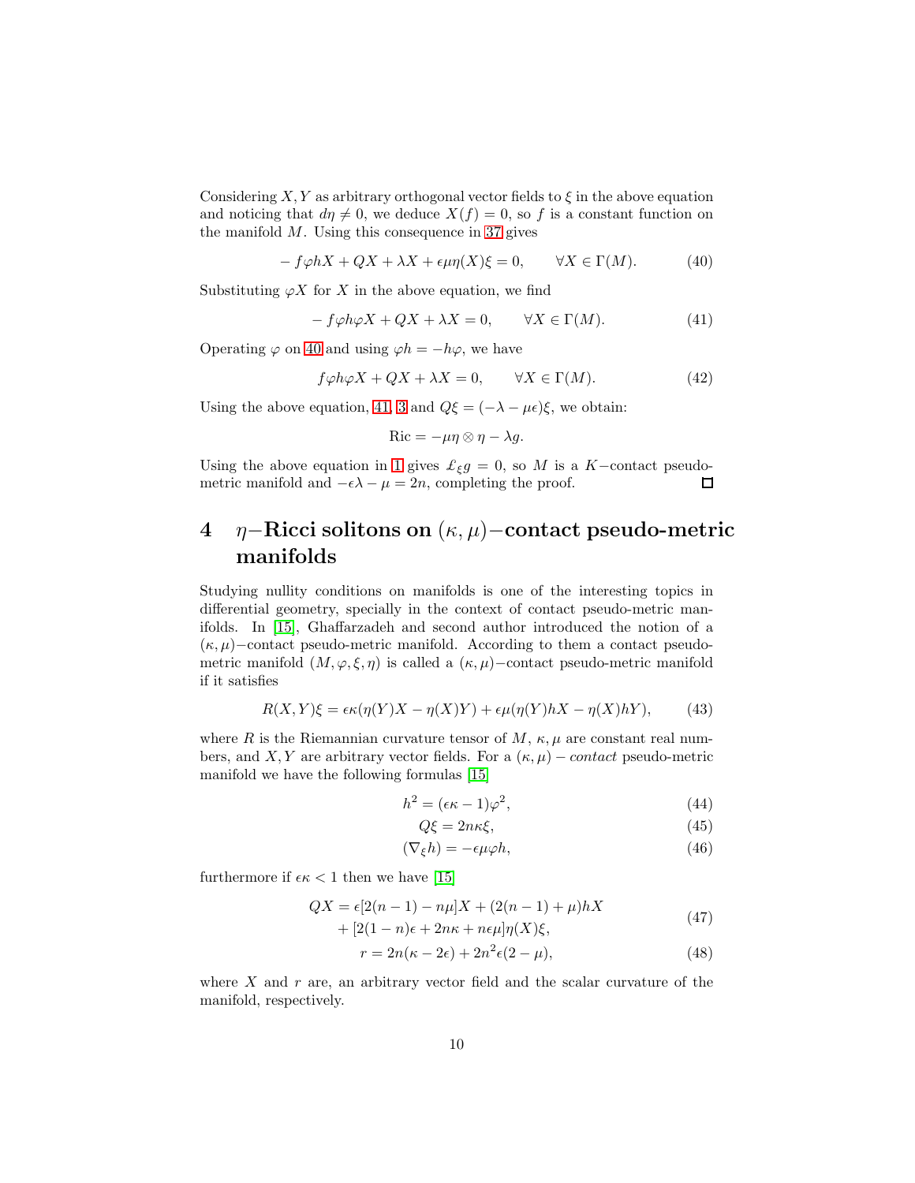Considering $X, Y$ as arbitrary orthogonal vector fields to $\xi$ in the above equation and noticing that $d\eta \neq 0$, we deduce $X(f) = 0$, so $f$ is a constant function on the manifold $M$. Using this consequence in 37 gives

$$-f\varphi hX + QX + \lambda X + \epsilon\mu\eta(X)\xi = 0, \qquad \forall X \in \Gamma(M). \tag{40}$$

Substituting $\varphi X$ for $X$ in the above equation, we find

$$-f\varphi h\varphi X + QX + \lambda X = 0, \qquad \forall X \in \Gamma(M). \tag{41}$$

Operating $\varphi$ on 40 and using $\varphi h = -h\varphi$, we have

$$f\varphi h\varphi X + QX + \lambda X = 0, \qquad \forall X \in \Gamma(M). \tag{42}$$

Using the above equation, 41, 3 and $Q\xi = (-\lambda - \mu\epsilon)\xi$, we obtain:

$$\text{Ric} = -\mu\eta \otimes \eta - \lambda g.$$

Using the above equation in 1 gives $\pounds_\xi g = 0$, so $M$ is a $K-$contact pseudo-metric manifold and $-\epsilon\lambda - \mu = 2n$, completing the proof. □

# 4 $\eta-$Ricci solitons on $(\kappa, \mu)-$contact pseudo-metric manifolds

Studying nullity conditions on manifolds is one of the interesting topics in differential geometry, specially in the context of contact pseudo-metric manifolds. In [15], Ghaffarzadeh and second author introduced the notion of a $(\kappa, \mu)-$contact pseudo-metric manifold. According to them a contact pseudo-metric manifold $(M, \varphi, \xi, \eta)$ is called a $(\kappa, \mu)-$contact pseudo-metric manifold if it satisfies

$$R(X, Y)\xi = \epsilon\kappa(\eta(Y)X - \eta(X)Y) + \epsilon\mu(\eta(Y)hX - \eta(X)hY), \tag{43}$$

where $R$ is the Riemannian curvature tensor of $M$, $\kappa, \mu$ are constant real numbers, and $X, Y$ are arbitrary vector fields. For a $(\kappa, \mu) - contact$ pseudo-metric manifold we have the following formulas [15]

$$h^2 = (\epsilon\kappa - 1)\varphi^2, \tag{44}$$

$$Q\xi = 2n\kappa\xi, \tag{45}$$

$$(\nabla_\xi h) = -\epsilon\mu\varphi h, \tag{46}$$

furthermore if $\epsilon\kappa < 1$ then we have [15]

$$\begin{aligned} QX = \epsilon[2(n-1) - n\mu]X + (2(n-1) + \mu)hX \\ + [2(1-n)\epsilon + 2n\kappa + n\epsilon\mu]\eta(X)\xi, \end{aligned} \tag{47}$$

$$r = 2n(\kappa - 2\epsilon) + 2n^2\epsilon(2 - \mu), \tag{48}$$

where $X$ and $r$ are, an arbitrary vector field and the scalar curvature of the manifold, respectively.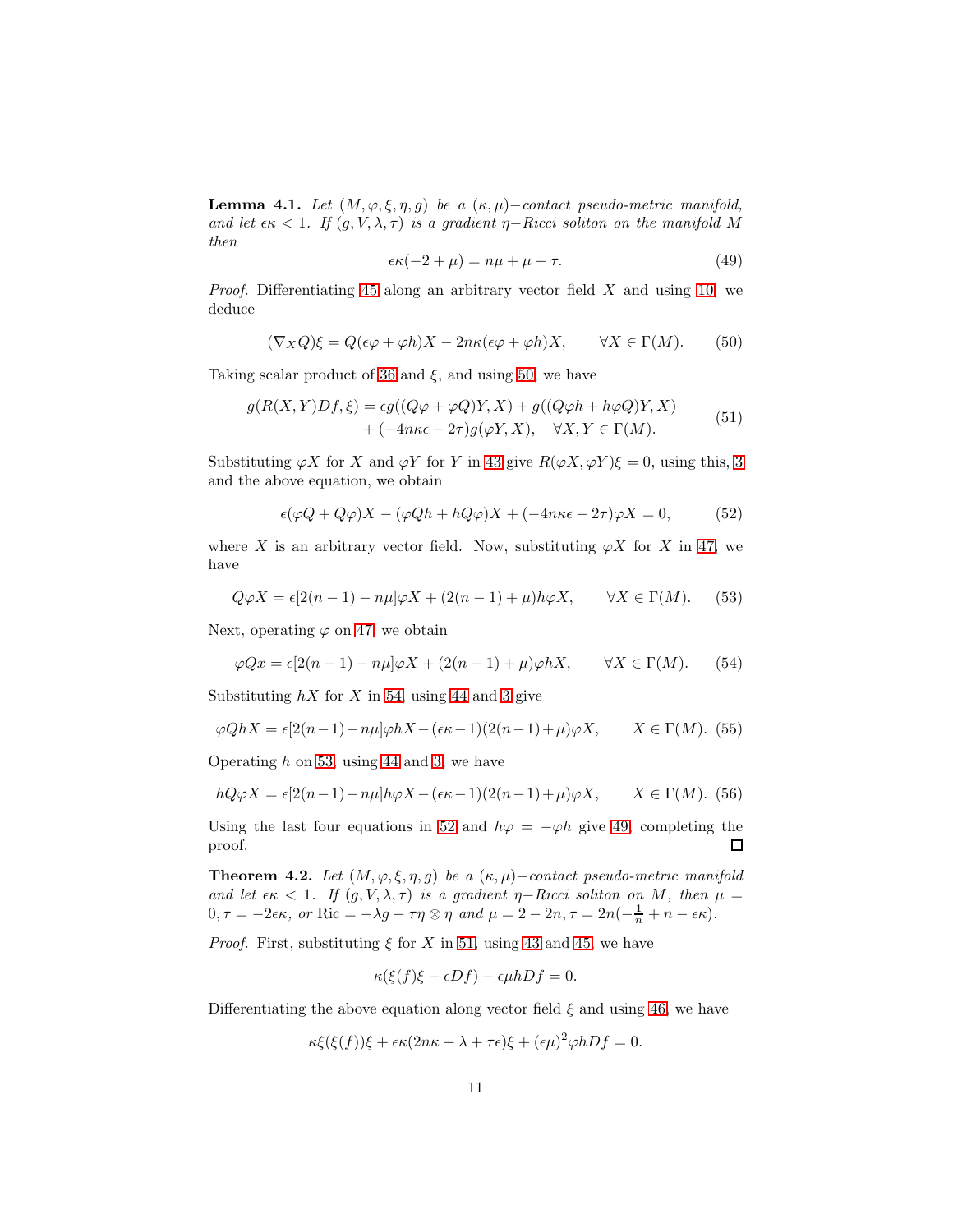**Lemma 4.1.** *Let $(M, \varphi, \xi, \eta, g)$ be a $(\kappa, \mu)-$contact pseudo-metric manifold, and let $\epsilon\kappa < 1$. If $(g, V, \lambda, \tau)$ is a gradient $\eta-$Ricci soliton on the manifold $M$ then*

$$\epsilon\kappa(-2 + \mu) = n\mu + \mu + \tau. \tag{49}$$

*Proof.* Differentiating 45 along an arbitrary vector field $X$ and using 10, we deduce

$$(\nabla_X Q)\xi = Q(\epsilon\varphi + \varphi h)X - 2n\kappa(\epsilon\varphi + \varphi h)X, \qquad \forall X \in \Gamma(M). \tag{50}$$

Taking scalar product of 36 and $\xi$, and using 50, we have

$$\begin{aligned} g(R(X,Y)Df, \xi) = \epsilon g((Q\varphi + \varphi Q)Y, X) + g((Q\varphi h + h\varphi Q)Y, X) \\ + (-4n\kappa\epsilon - 2\tau)g(\varphi Y, X), \quad \forall X, Y \in \Gamma(M). \end{aligned} \tag{51}$$

Substituting $\varphi X$ for $X$ and $\varphi Y$ for $Y$ in 43 give $R(\varphi X, \varphi Y)\xi = 0$, using this, 3 and the above equation, we obtain

$$\epsilon(\varphi Q + Q\varphi)X - (\varphi Qh + hQ\varphi)X + (-4n\kappa\epsilon - 2\tau)\varphi X = 0, \tag{52}$$

where $X$ is an arbitrary vector field. Now, substituting $\varphi X$ for $X$ in 47, we have

$$Q\varphi X = \epsilon[2(n-1) - n\mu]\varphi X + (2(n-1) + \mu)h\varphi X, \qquad \forall X \in \Gamma(M). \tag{53}$$

Next, operating $\varphi$ on 47, we obtain

$$\varphi Qx = \epsilon[2(n-1) - n\mu]\varphi X + (2(n-1) + \mu)\varphi hX, \qquad \forall X \in \Gamma(M). \tag{54}$$

Substituting $hX$ for $X$ in 54, using 44 and 3 give

$$\varphi QhX = \epsilon[2(n-1) - n\mu]\varphi hX - (\epsilon\kappa - 1)(2(n-1) + \mu)\varphi X, \qquad X \in \Gamma(M). \tag{55}$$

Operating $h$ on 53, using 44 and 3, we have

$$hQ\varphi X = \epsilon[2(n-1) - n\mu]h\varphi X - (\epsilon\kappa - 1)(2(n-1) + \mu)\varphi X, \qquad X \in \Gamma(M). \tag{56}$$

Using the last four equations in 52 and $h\varphi = -\varphi h$ give 49, completing the proof. $\square$

**Theorem 4.2.** *Let $(M, \varphi, \xi, \eta, g)$ be a $(\kappa, \mu)-$contact pseudo-metric manifold and let $\epsilon\kappa < 1$. If $(g, V, \lambda, \tau)$ is a gradient $\eta-$Ricci soliton on $M$, then $\mu = 0, \tau = -2\epsilon\kappa$, or $\mathrm{Ric} = -\lambda g - \tau\eta \otimes \eta$ and $\mu = 2 - 2n, \tau = 2n(-\frac{1}{n} + n - \epsilon\kappa)$.*

*Proof.* First, substituting $\xi$ for $X$ in 51, using 43 and 45, we have

$$\kappa(\xi(f)\xi - \epsilon Df) - \epsilon\mu hDf = 0.$$

Differentiating the above equation along vector field $\xi$ and using 46, we have

$$\kappa\xi(\xi(f))\xi + \epsilon\kappa(2n\kappa + \lambda + \tau\epsilon)\xi + (\epsilon\mu)^2\varphi hDf = 0.$$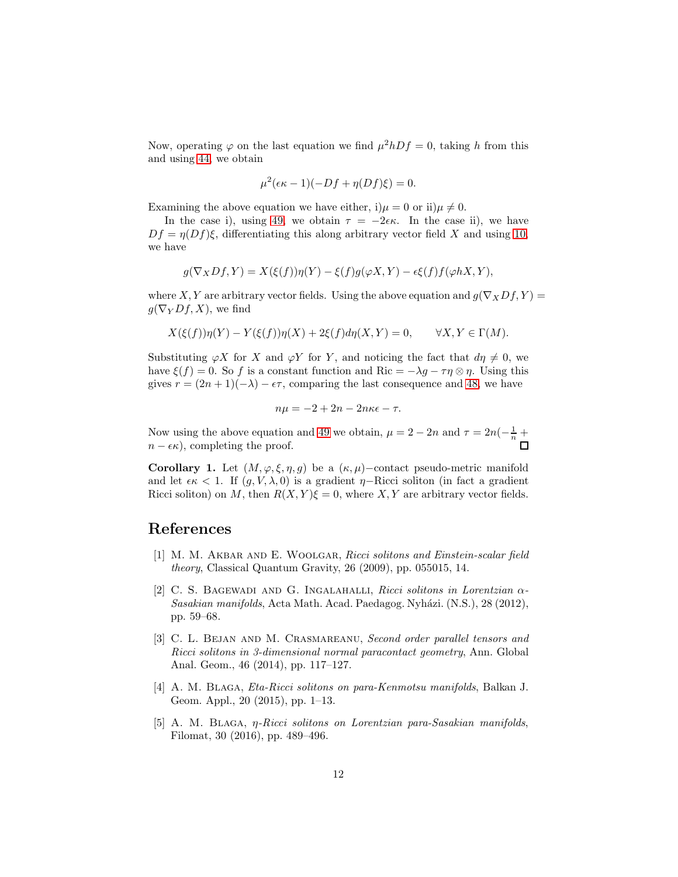Now, operating $\varphi$ on the last equation we find $\mu^2 hDf = 0$, taking $h$ from this and using 44, we obtain

$$\mu^2(\epsilon\kappa - 1)(-Df + \eta(Df)\xi) = 0.$$

Examining the above equation we have either, i)$\mu = 0$ or ii)$\mu \neq 0$.

In the case i), using 49, we obtain $\tau = -2\epsilon\kappa$. In the case ii), we have $Df = \eta(Df)\xi$, differentiating this along arbitrary vector field $X$ and using 10, we have

$$g(\nabla_X Df, Y) = X(\xi(f))\eta(Y) - \xi(f)g(\varphi X, Y) - \epsilon\xi(f)f(\varphi hX, Y),$$

where $X, Y$ are arbitrary vector fields. Using the above equation and $g(\nabla_X Df, Y) = g(\nabla_Y Df, X)$, we find

$$X(\xi(f))\eta(Y) - Y(\xi(f))\eta(X) + 2\xi(f)d\eta(X, Y) = 0, \qquad \forall X, Y \in \Gamma(M).$$

Substituting $\varphi X$ for $X$ and $\varphi Y$ for $Y$, and noticing the fact that $d\eta \neq 0$, we have $\xi(f) = 0$. So $f$ is a constant function and $\mathrm{Ric} = -\lambda g - \tau\eta \otimes \eta$. Using this gives $r = (2n+1)(-\lambda) - \epsilon\tau$, comparing the last consequence and 48, we have

$$n\mu = -2 + 2n - 2n\kappa\epsilon - \tau.$$

Now using the above equation and 49 we obtain, $\mu = 2 - 2n$ and $\tau = 2n(-\frac{1}{n} + n - \epsilon\kappa)$, completing the proof. □

**Corollary 1.** Let $(M, \varphi, \xi, \eta, g)$ be a $(\kappa, \mu)-$contact pseudo-metric manifold and let $\epsilon\kappa < 1$. If $(g, V, \lambda, 0)$ is a gradient $\eta-$Ricci soliton (in fact a gradient Ricci soliton) on $M$, then $R(X, Y)\xi = 0$, where $X, Y$ are arbitrary vector fields.

## References

[1] M. M. Akbar and E. Woolgar, *Ricci solitons and Einstein-scalar field theory*, Classical Quantum Gravity, 26 (2009), pp. 055015, 14.

[2] C. S. Bagewadi and G. Ingalahalli, *Ricci solitons in Lorentzian $\alpha$-Sasakian manifolds*, Acta Math. Acad. Paedagog. Nyházi. (N.S.), 28 (2012), pp. 59–68.

[3] C. L. Bejan and M. Crasmareanu, *Second order parallel tensors and Ricci solitons in 3-dimensional normal paracontact geometry*, Ann. Global Anal. Geom., 46 (2014), pp. 117–127.

[4] A. M. Blaga, *Eta-Ricci solitons on para-Kenmotsu manifolds*, Balkan J. Geom. Appl., 20 (2015), pp. 1–13.

[5] A. M. Blaga, *$\eta$-Ricci solitons on Lorentzian para-Sasakian manifolds*, Filomat, 30 (2016), pp. 489–496.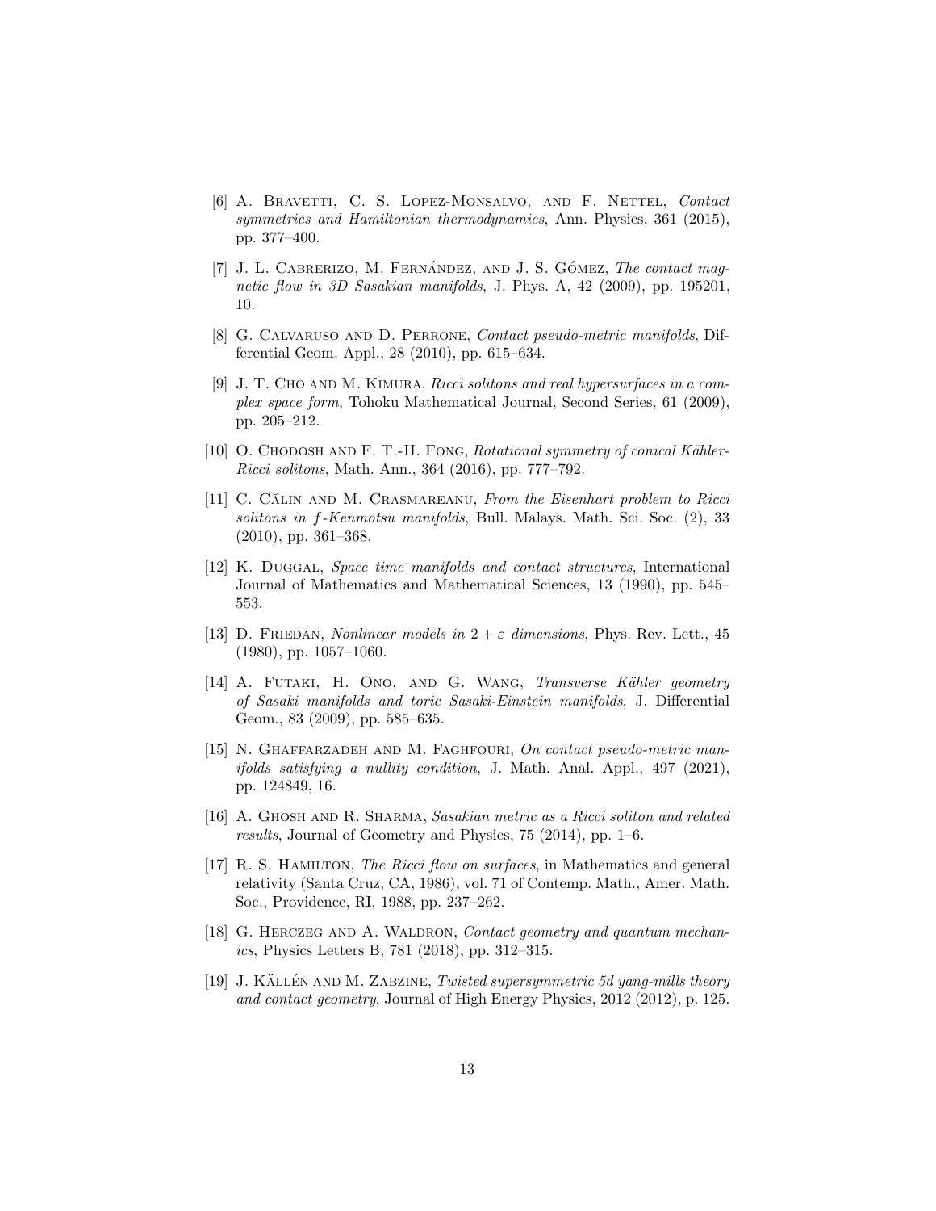[6] A. Bravetti, C. S. Lopez-Monsalvo, and F. Nettel, *Contact symmetries and Hamiltonian thermodynamics*, Ann. Physics, 361 (2015), pp. 377–400.

[7] J. L. Cabrerizo, M. Fernández, and J. S. Gómez, *The contact magnetic flow in 3D Sasakian manifolds*, J. Phys. A, 42 (2009), pp. 195201, 10.

[8] G. Calvaruso and D. Perrone, *Contact pseudo-metric manifolds*, Differential Geom. Appl., 28 (2010), pp. 615–634.

[9] J. T. Cho and M. Kimura, *Ricci solitons and real hypersurfaces in a complex space form*, Tohoku Mathematical Journal, Second Series, 61 (2009), pp. 205–212.

[10] O. Chodosh and F. T.-H. Fong, *Rotational symmetry of conical Kähler-Ricci solitons*, Math. Ann., 364 (2016), pp. 777–792.

[11] C. Călin and M. Crasmareanu, *From the Eisenhart problem to Ricci solitons in $f$-Kenmotsu manifolds*, Bull. Malays. Math. Sci. Soc. (2), 33 (2010), pp. 361–368.

[12] K. Duggal, *Space time manifolds and contact structures*, International Journal of Mathematics and Mathematical Sciences, 13 (1990), pp. 545–553.

[13] D. Friedan, *Nonlinear models in $2+\varepsilon$ dimensions*, Phys. Rev. Lett., 45 (1980), pp. 1057–1060.

[14] A. Futaki, H. Ono, and G. Wang, *Transverse Kähler geometry of Sasaki manifolds and toric Sasaki-Einstein manifolds*, J. Differential Geom., 83 (2009), pp. 585–635.

[15] N. Ghaffarzadeh and M. Faghfouri, *On contact pseudo-metric manifolds satisfying a nullity condition*, J. Math. Anal. Appl., 497 (2021), pp. 124849, 16.

[16] A. Ghosh and R. Sharma, *Sasakian metric as a Ricci soliton and related results*, Journal of Geometry and Physics, 75 (2014), pp. 1–6.

[17] R. S. Hamilton, *The Ricci flow on surfaces*, in Mathematics and general relativity (Santa Cruz, CA, 1986), vol. 71 of Contemp. Math., Amer. Math. Soc., Providence, RI, 1988, pp. 237–262.

[18] G. Herczeg and A. Waldron, *Contact geometry and quantum mechanics*, Physics Letters B, 781 (2018), pp. 312–315.

[19] J. Källén and M. Zabzine, *Twisted supersymmetric 5d yang-mills theory and contact geometry*, Journal of High Energy Physics, 2012 (2012), p. 125.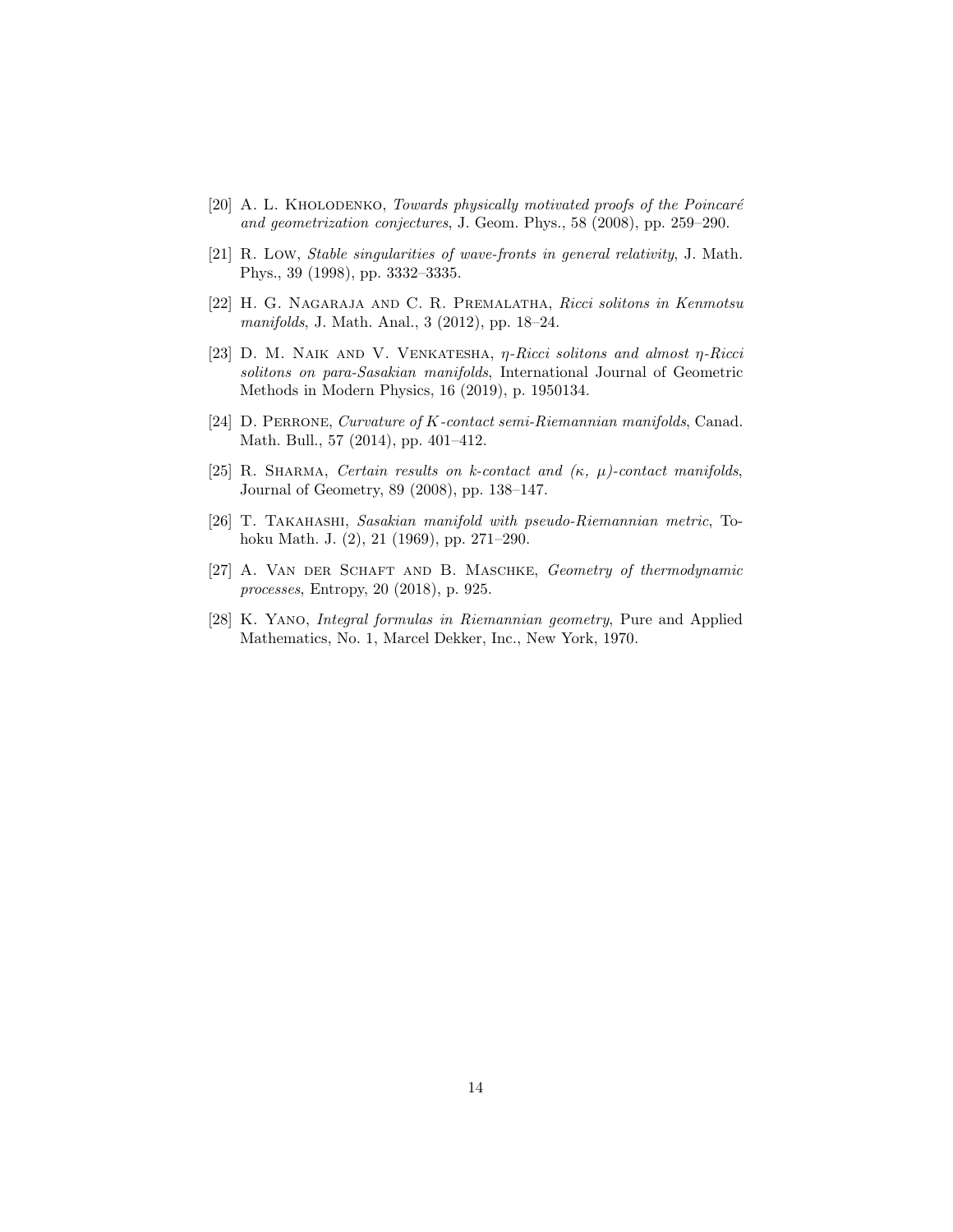[20] A. L. Kholodenko, *Towards physically motivated proofs of the Poincaré and geometrization conjectures*, J. Geom. Phys., 58 (2008), pp. 259–290.

[21] R. Low, *Stable singularities of wave-fronts in general relativity*, J. Math. Phys., 39 (1998), pp. 3332–3335.

[22] H. G. Nagaraja and C. R. Premalatha, *Ricci solitons in Kenmotsu manifolds*, J. Math. Anal., 3 (2012), pp. 18–24.

[23] D. M. Naik and V. Venkatesha, *$\eta$-Ricci solitons and almost $\eta$-Ricci solitons on para-Sasakian manifolds*, International Journal of Geometric Methods in Modern Physics, 16 (2019), p. 1950134.

[24] D. Perrone, *Curvature of $K$-contact semi-Riemannian manifolds*, Canad. Math. Bull., 57 (2014), pp. 401–412.

[25] R. Sharma, *Certain results on k-contact and ($\kappa$, $\mu$)-contact manifolds*, Journal of Geometry, 89 (2008), pp. 138–147.

[26] T. Takahashi, *Sasakian manifold with pseudo-Riemannian metric*, Tohoku Math. J. (2), 21 (1969), pp. 271–290.

[27] A. Van der Schaft and B. Maschke, *Geometry of thermodynamic processes*, Entropy, 20 (2018), p. 925.

[28] K. Yano, *Integral formulas in Riemannian geometry*, Pure and Applied Mathematics, No. 1, Marcel Dekker, Inc., New York, 1970.